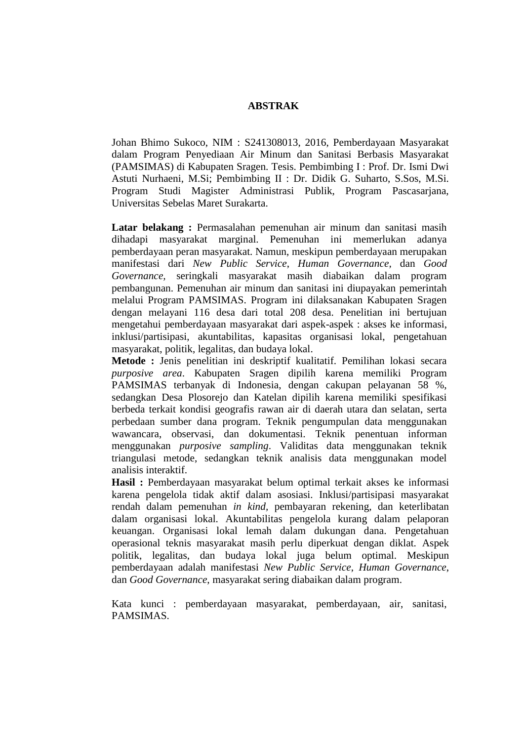# ABSTRAK

Johan Bhimo Sukoco, NIM : S241308013, 2016, Pemberdayaan Masyarakat dalam Program Penyediaan Air Minum dan Sanitasi Berbasis Masyarakat (PAMSIMAS) di Kabupaten Sragen. Tesis. Pembimbing I : Prof. Dr. Ismi Dwi Astuti Nurhaeni, M.Si; Pembimbing II : Dr. Didik G. Suharto, S.Sos, M.Si. Program Studi Magister Administrasi Publik, Program Pascasarjana, Universitas Sebelas Maret Surakarta.

**Latar belakang :** Permasalahan pemenuhan air minum dan sanitasi masih dihadapi masyarakat marginal. Pemenuhan ini memerlukan adanya pemberdayaan peran masyarakat. Namun, meskipun pemberdayaan merupakan manifestasi dari *New Public Service*, *Human Governance,* dan *Good Governance,* seringkali masyarakat masih diabaikan dalam program pembangunan. Pemenuhan air minum dan sanitasi ini diupayakan pemerintah melalui Program PAMSIMAS. Program ini dilaksanakan Kabupaten Sragen dengan melayani 116 desa dari total 208 desa. Penelitian ini bertujuan mengetahui pemberdayaan masyarakat dari aspek-aspek : akses ke informasi, inklusi/partisipasi, akuntabilitas, kapasitas organisasi lokal, pengetahuan masyarakat, politik, legalitas, dan budaya lokal.
**Metode :** Jenis penelitian ini deskriptif kualitatif. Pemilihan lokasi secara *purposive area*. Kabupaten Sragen dipilih karena memiliki Program PAMSIMAS terbanyak di Indonesia, dengan cakupan pelayanan 58 %, sedangkan Desa Plosorejo dan Katelan dipilih karena memiliki spesifikasi berbeda terkait kondisi geografis rawan air di daerah utara dan selatan, serta perbedaan sumber dana program. Teknik pengumpulan data menggunakan wawancara, observasi, dan dokumentasi. Teknik penentuan informan menggunakan *purposive sampling*. Validitas data menggunakan teknik triangulasi metode, sedangkan teknik analisis data menggunakan model analisis interaktif.
**Hasil :** Pemberdayaan masyarakat belum optimal terkait akses ke informasi karena pengelola tidak aktif dalam asosiasi. Inklusi/partisipasi masyarakat rendah dalam pemenuhan *in kind,* pembayaran rekening, dan keterlibatan dalam organisasi lokal. Akuntabilitas pengelola kurang dalam pelaporan keuangan. Organisasi lokal lemah dalam dukungan dana. Pengetahuan operasional teknis masyarakat masih perlu diperkuat dengan diklat. Aspek politik, legalitas, dan budaya lokal juga belum optimal. Meskipun pemberdayaan adalah manifestasi *New Public Service*, *Human Governance*, dan *Good Governance*, masyarakat sering diabaikan dalam program.

Kata kunci : pemberdayaan masyarakat, pemberdayaan, air, sanitasi, PAMSIMAS.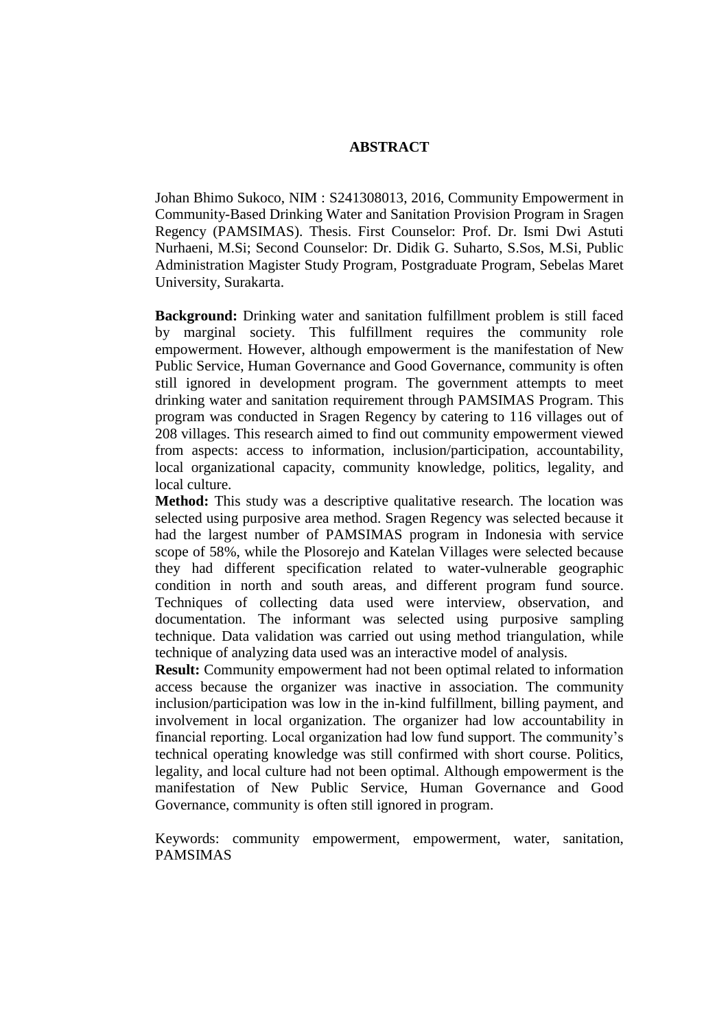# ABSTRACT

Johan Bhimo Sukoco, NIM : S241308013, 2016, Community Empowerment in Community-Based Drinking Water and Sanitation Provision Program in Sragen Regency (PAMSIMAS). Thesis. First Counselor: Prof. Dr. Ismi Dwi Astuti Nurhaeni, M.Si; Second Counselor: Dr. Didik G. Suharto, S.Sos, M.Si, Public Administration Magister Study Program, Postgraduate Program, Sebelas Maret University, Surakarta.

**Background:** Drinking water and sanitation fulfillment problem is still faced by marginal society. This fulfillment requires the community role empowerment. However, although empowerment is the manifestation of New Public Service, Human Governance and Good Governance, community is often still ignored in development program. The government attempts to meet drinking water and sanitation requirement through PAMSIMAS Program. This program was conducted in Sragen Regency by catering to 116 villages out of 208 villages. This research aimed to find out community empowerment viewed from aspects: access to information, inclusion/participation, accountability, local organizational capacity, community knowledge, politics, legality, and local culture.

**Method:** This study was a descriptive qualitative research. The location was selected using purposive area method. Sragen Regency was selected because it had the largest number of PAMSIMAS program in Indonesia with service scope of 58%, while the Plosorejo and Katelan Villages were selected because they had different specification related to water-vulnerable geographic condition in north and south areas, and different program fund source. Techniques of collecting data used were interview, observation, and documentation. The informant was selected using purposive sampling technique. Data validation was carried out using method triangulation, while technique of analyzing data used was an interactive model of analysis.

**Result:** Community empowerment had not been optimal related to information access because the organizer was inactive in association. The community inclusion/participation was low in the in-kind fulfillment, billing payment, and involvement in local organization. The organizer had low accountability in financial reporting. Local organization had low fund support. The community's technical operating knowledge was still confirmed with short course. Politics, legality, and local culture had not been optimal. Although empowerment is the manifestation of New Public Service, Human Governance and Good Governance, community is often still ignored in program.

Keywords: community empowerment, empowerment, water, sanitation, PAMSIMAS